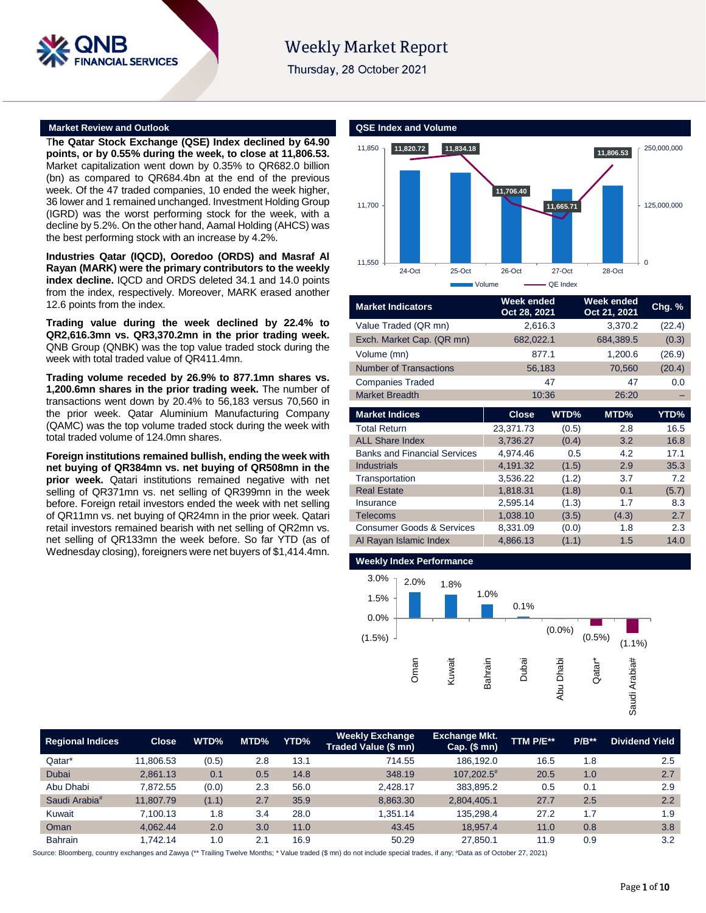# Weekly Market Report

Thursday, 28 October 2021

## Market Review and Outlook

**The Qatar Stock Exchange (QSE) Index declined by 64.90 points, or by 0.55% during the week, to close at 11,806.53.** Market capitalization went down by 0.35% to QR682.0 billion (bn) as compared to QR684.4bn at the end of the previous week. Of the 47 traded companies, 10 ended the week higher, 36 lower and 1 remained unchanged. Investment Holding Group (IGRD) was the worst performing stock for the week, with a decline by 5.2%. On the other hand, Aamal Holding (AHCS) was the best performing stock with an increase by 4.2%.

**Industries Qatar (IQCD), Ooredoo (ORDS) and Masraf Al Rayan (MARK) were the primary contributors to the weekly index decline.** IQCD and ORDS deleted 34.1 and 14.0 points from the index, respectively. Moreover, MARK erased another 12.6 points from the index.

**Trading value during the week declined by 22.4% to QR2,616.3mn vs. QR3,370.2mn in the prior trading week.** QNB Group (QNBK) was the top value traded stock during the week with total traded value of QR411.4mn.

**Trading volume receded by 26.9% to 877.1mn shares vs. 1,200.6mn shares in the prior trading week.** The number of transactions went down by 20.4% to 56,183 versus 70,560 in the prior week. Qatar Aluminium Manufacturing Company (QAMC) was the top volume traded stock during the week with total traded volume of 124.0mn shares.

**Foreign institutions remained bullish, ending the week with net buying of QR384mn vs. net buying of QR508mn in the prior week.** Qatari institutions remained negative with net selling of QR371mn vs. net selling of QR399mn in the week before. Foreign retail investors ended the week with net selling of QR11mn vs. net buying of QR24mn in the prior week. Qatari retail investors remained bearish with net selling of QR2mn vs. net selling of QR133mn the week before. So far YTD (as of Wednesday closing), foreigners were net buyers of $1,414.4mn.

## QSE Index and Volume

| Date | QE Index |
|---|---|
| 24-Oct | 11,820.72 |
| 25-Oct | 11,834.18 |
| 26-Oct | 11,706.40 |
| 27-Oct | 11,665.71 |
| 28-Oct | 11,806.53 |

| Market Indicators | Week ended Oct 28, 2021 | Week ended Oct 21, 2021 | Chg. % |
|---|---|---|---|
| Value Traded (QR mn) | 2,616.3 | 3,370.2 | (22.4) |
| Exch. Market Cap. (QR mn) | 682,022.1 | 684,389.5 | (0.3) |
| Volume (mn) | 877.1 | 1,200.6 | (26.9) |
| Number of Transactions | 56,183 | 70,560 | (20.4) |
| Companies Traded | 47 | 47 | 0.0 |
| Market Breadth | 10:36 | 26:20 | – |

| Market Indices | Close | WTD% | MTD% | YTD% |
|---|---|---|---|---|
| Total Return | 23,371.73 | (0.5) | 2.8 | 16.5 |
| ALL Share Index | 3,736.27 | (0.4) | 3.2 | 16.8 |
| Banks and Financial Services | 4,974.46 | 0.5 | 4.2 | 17.1 |
| Industrials | 4,191.32 | (1.5) | 2.9 | 35.3 |
| Transportation | 3,536.22 | (1.2) | 3.7 | 7.2 |
| Real Estate | 1,818.31 | (1.8) | 0.1 | (5.7) |
| Insurance | 2,595.14 | (1.3) | 1.7 | 8.3 |
| Telecoms | 1,038.10 | (3.5) | (4.3) | 2.7 |
| Consumer Goods & Services | 8,331.09 | (0.0) | 1.8 | 2.3 |
| Al Rayan Islamic Index | 4,866.13 | (1.1) | 1.5 | 14.0 |

## Weekly Index Performance

| Market | Weekly Change |
|---|---|
| Oman | 2.0% |
| Kuwait | 1.8% |
| Bahrain | 1.0% |
| Dubai | 0.1% |
| Abu Dhabi | (0.0%) |
| Qatar* | (0.5%) |
| Saudi Arabia# | (1.1%) |

| Regional Indices | Close | WTD% | MTD% | YTD% | Weekly Exchange Traded Value ($ mn) | Exchange Mkt. Cap. ($ mn) | TTM P/E** | P/B** | Dividend Yield |
|---|---|---|---|---|---|---|---|---|---|
| Qatar* | 11,806.53 | (0.5) | 2.8 | 13.1 | 714.55 | 186,192.0 | 16.5 | 1.8 | 2.5 |
| Dubai | 2,861.13 | 0.1 | 0.5 | 14.8 | 348.19 | 107,202.5# | 20.5 | 1.0 | 2.7 |
| Abu Dhabi | 7,872.55 | (0.0) | 2.3 | 56.0 | 2,428.17 | 383,895.2 | 0.5 | 0.1 | 2.9 |
| Saudi Arabia# | 11,807.79 | (1.1) | 2.7 | 35.9 | 8,863.30 | 2,804,405.1 | 27.7 | 2.5 | 2.2 |
| Kuwait | 7,100.13 | 1.8 | 3.4 | 28.0 | 1,351.14 | 135,298.4 | 27.2 | 1.7 | 1.9 |
| Oman | 4,062.44 | 2.0 | 3.0 | 11.0 | 43.45 | 18,957.4 | 11.0 | 0.8 | 3.8 |
| Bahrain | 1,742.14 | 1.0 | 2.1 | 16.9 | 50.29 | 27,850.1 | 11.9 | 0.9 | 3.2 |

Source: Bloomberg, country exchanges and Zawya (** Trailing Twelve Months; * Value traded ($ mn) do not include special trades, if any; #Data as of October 27, 2021)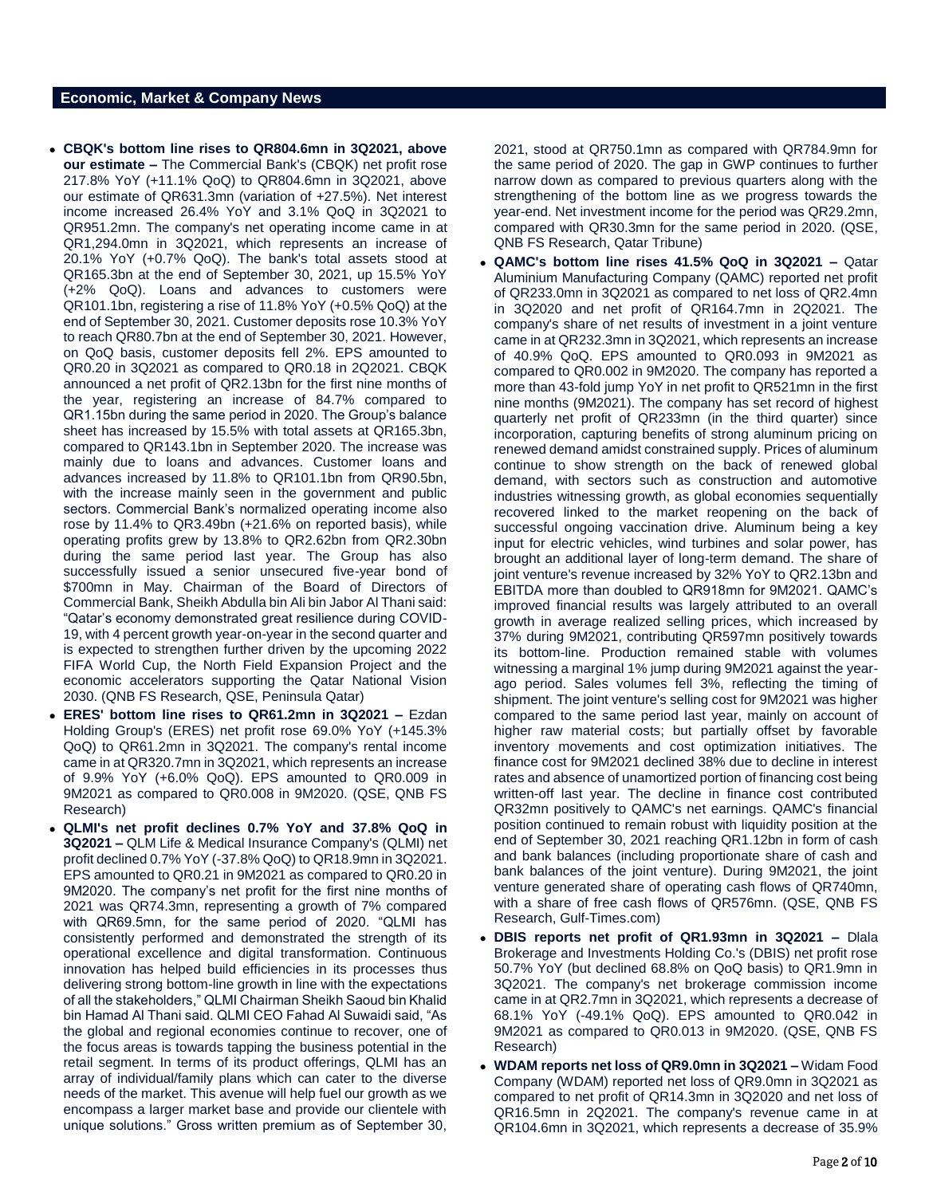## Economic, Market & Company News

- **CBQK's bottom line rises to QR804.6mn in 3Q2021, above our estimate –** The Commercial Bank's (CBQK) net profit rose 217.8% YoY (+11.1% QoQ) to QR804.6mn in 3Q2021, above our estimate of QR631.3mn (variation of +27.5%). Net interest income increased 26.4% YoY and 3.1% QoQ in 3Q2021 to QR951.2mn. The company's net operating income came in at QR1,294.0mn in 3Q2021, which represents an increase of 20.1% YoY (+0.7% QoQ). The bank's total assets stood at QR165.3bn at the end of September 30, 2021, up 15.5% YoY (+2% QoQ). Loans and advances to customers were QR101.1bn, registering a rise of 11.8% YoY (+0.5% QoQ) at the end of September 30, 2021. Customer deposits rose 10.3% YoY to reach QR80.7bn at the end of September 30, 2021. However, on QoQ basis, customer deposits fell 2%. EPS amounted to QR0.20 in 3Q2021 as compared to QR0.18 in 2Q2021. CBQK announced a net profit of QR2.13bn for the first nine months of the year, registering an increase of 84.7% compared to QR1.15bn during the same period in 2020. The Group's balance sheet has increased by 15.5% with total assets at QR165.3bn, compared to QR143.1bn in September 2020. The increase was mainly due to loans and advances. Customer loans and advances increased by 11.8% to QR101.1bn from QR90.5bn, with the increase mainly seen in the government and public sectors. Commercial Bank's normalized operating income also rose by 11.4% to QR3.49bn (+21.6% on reported basis), while operating profits grew by 13.8% to QR2.62bn from QR2.30bn during the same period last year. The Group has also successfully issued a senior unsecured five-year bond of $700mn in May. Chairman of the Board of Directors of Commercial Bank, Sheikh Abdulla bin Ali bin Jabor Al Thani said: "Qatar's economy demonstrated great resilience during COVID-19, with 4 percent growth year-on-year in the second quarter and is expected to strengthen further driven by the upcoming 2022 FIFA World Cup, the North Field Expansion Project and the economic accelerators supporting the Qatar National Vision 2030. (QNB FS Research, QSE, Peninsula Qatar)
- **ERES' bottom line rises to QR61.2mn in 3Q2021 –** Ezdan Holding Group's (ERES) net profit rose 69.0% YoY (+145.3% QoQ) to QR61.2mn in 3Q2021. The company's rental income came in at QR320.7mn in 3Q2021, which represents an increase of 9.9% YoY (+6.0% QoQ). EPS amounted to QR0.009 in 9M2021 as compared to QR0.008 in 9M2020. (QSE, QNB FS Research)
- **QLMI's net profit declines 0.7% YoY and 37.8% QoQ in 3Q2021 –** QLM Life & Medical Insurance Company's (QLMI) net profit declined 0.7% YoY (-37.8% QoQ) to QR18.9mn in 3Q2021. EPS amounted to QR0.21 in 9M2021 as compared to QR0.20 in 9M2020. The company's net profit for the first nine months of 2021 was QR74.3mn, representing a growth of 7% compared with QR69.5mn, for the same period of 2020. "QLMI has consistently performed and demonstrated the strength of its operational excellence and digital transformation. Continuous innovation has helped build efficiencies in its processes thus delivering strong bottom-line growth in line with the expectations of all the stakeholders," QLMI Chairman Sheikh Saoud bin Khalid bin Hamad Al Thani said. QLMI CEO Fahad Al Suwaidi said, "As the global and regional economies continue to recover, one of the focus areas is towards tapping the business potential in the retail segment. In terms of its product offerings, QLMI has an array of individual/family plans which can cater to the diverse needs of the market. This avenue will help fuel our growth as we encompass a larger market base and provide our clientele with unique solutions." Gross written premium as of September 30, 2021, stood at QR750.1mn as compared with QR784.9mn for the same period of 2020. The gap in GWP continues to further narrow down as compared to previous quarters along with the strengthening of the bottom line as we progress towards the year-end. Net investment income for the period was QR29.2mn, compared with QR30.3mn for the same period in 2020. (QSE, QNB FS Research, Qatar Tribune)
- **QAMC's bottom line rises 41.5% QoQ in 3Q2021 –** Qatar Aluminium Manufacturing Company (QAMC) reported net profit of QR233.0mn in 3Q2021 as compared to net loss of QR2.4mn in 3Q2020 and net profit of QR164.7mn in 2Q2021. The company's share of net results of investment in a joint venture came in at QR232.3mn in 3Q2021, which represents an increase of 40.9% QoQ. EPS amounted to QR0.093 in 9M2021 as compared to QR0.002 in 9M2020. The company has reported a more than 43-fold jump YoY in net profit to QR521mn in the first nine months (9M2021). The company has set record of highest quarterly net profit of QR233mn (in the third quarter) since incorporation, capturing benefits of strong aluminum pricing on renewed demand amidst constrained supply. Prices of aluminum continue to show strength on the back of renewed global demand, with sectors such as construction and automotive industries witnessing growth, as global economies sequentially recovered linked to the market reopening on the back of successful ongoing vaccination drive. Aluminum being a key input for electric vehicles, wind turbines and solar power, has brought an additional layer of long-term demand. The share of joint venture's revenue increased by 32% YoY to QR2.13bn and EBITDA more than doubled to QR918mn for 9M2021. QAMC's improved financial results was largely attributed to an overall growth in average realized selling prices, which increased by 37% during 9M2021, contributing QR597mn positively towards its bottom-line. Production remained stable with volumes witnessing a marginal 1% jump during 9M2021 against the year-ago period. Sales volumes fell 3%, reflecting the timing of shipment. The joint venture's selling cost for 9M2021 was higher compared to the same period last year, mainly on account of higher raw material costs; but partially offset by favorable inventory movements and cost optimization initiatives. The finance cost for 9M2021 declined 38% due to decline in interest rates and absence of unamortized portion of financing cost being written-off last year. The decline in finance cost contributed QR32mn positively to QAMC's net earnings. QAMC's financial position continued to remain robust with liquidity position at the end of September 30, 2021 reaching QR1.12bn in form of cash and bank balances (including proportionate share of cash and bank balances of the joint venture). During 9M2021, the joint venture generated share of operating cash flows of QR740mn, with a share of free cash flows of QR576mn. (QSE, QNB FS Research, Gulf-Times.com)
- **DBIS reports net profit of QR1.93mn in 3Q2021 –** Dlala Brokerage and Investments Holding Co.'s (DBIS) net profit rose 50.7% YoY (but declined 68.8% on QoQ basis) to QR1.9mn in 3Q2021. The company's net brokerage commission income came in at QR2.7mn in 3Q2021, which represents a decrease of 68.1% YoY (-49.1% QoQ). EPS amounted to QR0.042 in 9M2021 as compared to QR0.013 in 9M2020. (QSE, QNB FS Research)
- **WDAM reports net loss of QR9.0mn in 3Q2021 –** Widam Food Company (WDAM) reported net loss of QR9.0mn in 3Q2021 as compared to net profit of QR14.3mn in 3Q2020 and net loss of QR16.5mn in 2Q2021. The company's revenue came in at QR104.6mn in 3Q2021, which represents a decrease of 35.9%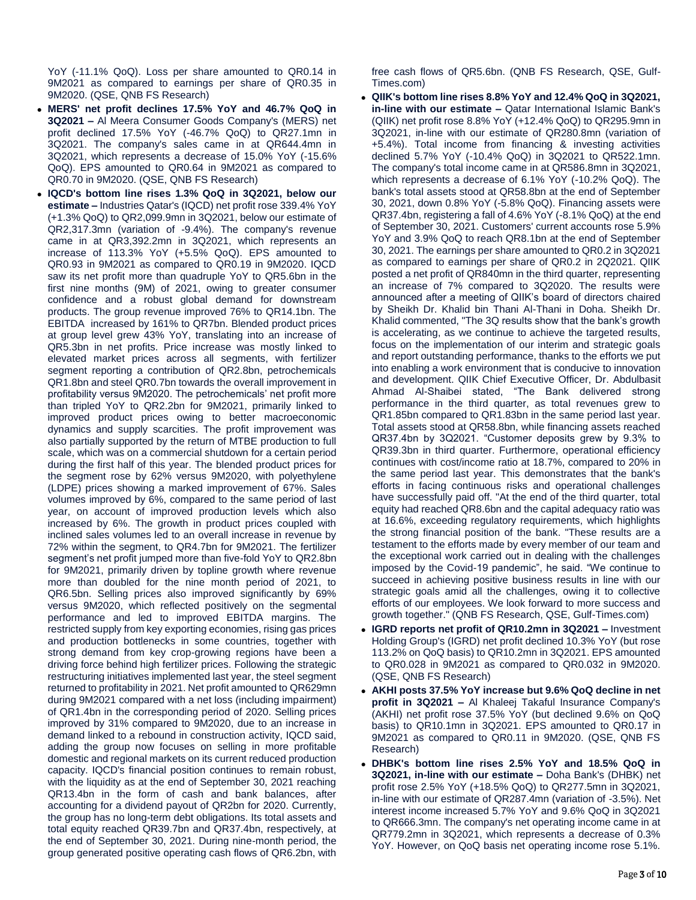YoY (-11.1% QoQ). Loss per share amounted to QR0.14 in 9M2021 as compared to earnings per share of QR0.35 in 9M2020. (QSE, QNB FS Research)

- **MERS' net profit declines 17.5% YoY and 46.7% QoQ in 3Q2021 –** Al Meera Consumer Goods Company's (MERS) net profit declined 17.5% YoY (-46.7% QoQ) to QR27.1mn in 3Q2021. The company's sales came in at QR644.4mn in 3Q2021, which represents a decrease of 15.0% YoY (-15.6% QoQ). EPS amounted to QR0.64 in 9M2021 as compared to QR0.70 in 9M2020. (QSE, QNB FS Research)
- **IQCD's bottom line rises 1.3% QoQ in 3Q2021, below our estimate –** Industries Qatar's (IQCD) net profit rose 339.4% YoY (+1.3% QoQ) to QR2,099.9mn in 3Q2021, below our estimate of QR2,317.3mn (variation of -9.4%). The company's revenue came in at QR3,392.2mn in 3Q2021, which represents an increase of 113.3% YoY (+5.5% QoQ). EPS amounted to QR0.93 in 9M2021 as compared to QR0.19 in 9M2020. IQCD saw its net profit more than quadruple YoY to QR5.6bn in the first nine months (9M) of 2021, owing to greater consumer confidence and a robust global demand for downstream products. The group revenue improved 76% to QR14.1bn. The EBITDA increased by 161% to QR7bn. Blended product prices at group level grew 43% YoY, translating into an increase of QR5.3bn in net profits. Price increase was mostly linked to elevated market prices across all segments, with fertilizer segment reporting a contribution of QR2.8bn, petrochemicals QR1.8bn and steel QR0.7bn towards the overall improvement in profitability versus 9M2020. The petrochemicals' net profit more than tripled YoY to QR2.2bn for 9M2021, primarily linked to improved product prices owing to better macroeconomic dynamics and supply scarcities. The profit improvement was also partially supported by the return of MTBE production to full scale, which was on a commercial shutdown for a certain period during the first half of this year. The blended product prices for the segment rose by 62% versus 9M2020, with polyethylene (LDPE) prices showing a marked improvement of 67%. Sales volumes improved by 6%, compared to the same period of last year, on account of improved production levels which also increased by 6%. The growth in product prices coupled with inclined sales volumes led to an overall increase in revenue by 72% within the segment, to QR4.7bn for 9M2021. The fertilizer segment's net profit jumped more than five-fold YoY to QR2.8bn for 9M2021, primarily driven by topline growth where revenue more than doubled for the nine month period of 2021, to QR6.5bn. Selling prices also improved significantly by 69% versus 9M2020, which reflected positively on the segmental performance and led to improved EBITDA margins. The restricted supply from key exporting economies, rising gas prices and production bottlenecks in some countries, together with strong demand from key crop-growing regions have been a driving force behind high fertilizer prices. Following the strategic restructuring initiatives implemented last year, the steel segment returned to profitability in 2021. Net profit amounted to QR629mn during 9M2021 compared with a net loss (including impairment) of QR1.4bn in the corresponding period of 2020. Selling prices improved by 31% compared to 9M2020, due to an increase in demand linked to a rebound in construction activity, IQCD said, adding the group now focuses on selling in more profitable domestic and regional markets on its current reduced production capacity. IQCD's financial position continues to remain robust, with the liquidity as at the end of September 30, 2021 reaching QR13.4bn in the form of cash and bank balances, after accounting for a dividend payout of QR2bn for 2020. Currently, the group has no long-term debt obligations. Its total assets and total equity reached QR39.7bn and QR37.4bn, respectively, at the end of September 30, 2021. During nine-month period, the group generated positive operating cash flows of QR6.2bn, with free cash flows of QR5.6bn. (QNB FS Research, QSE, Gulf-Times.com)
- **QIIK's bottom line rises 8.8% YoY and 12.4% QoQ in 3Q2021, in-line with our estimate –** Qatar International Islamic Bank's (QIIK) net profit rose 8.8% YoY (+12.4% QoQ) to QR295.9mn in 3Q2021, in-line with our estimate of QR280.8mn (variation of +5.4%). Total income from financing & investing activities declined 5.7% YoY (-10.4% QoQ) in 3Q2021 to QR522.1mn. The company's total income came in at QR586.8mn in 3Q2021, which represents a decrease of 6.1% YoY (-10.2% QoQ). The bank's total assets stood at QR58.8bn at the end of September 30, 2021, down 0.8% YoY (-5.8% QoQ). Financing assets were QR37.4bn, registering a fall of 4.6% YoY (-8.1% QoQ) at the end of September 30, 2021. Customers' current accounts rose 5.9% YoY and 3.9% QoQ to reach QR8.1bn at the end of September 30, 2021. The earnings per share amounted to QR0.2 in 3Q2021 as compared to earnings per share of QR0.2 in 2Q2021. QIIK posted a net profit of QR840mn in the third quarter, representing an increase of 7% compared to 3Q2020. The results were announced after a meeting of QIIK's board of directors chaired by Sheikh Dr. Khalid bin Thani Al-Thani in Doha. Sheikh Dr. Khalid commented, "The 3Q results show that the bank's growth is accelerating, as we continue to achieve the targeted results, focus on the implementation of our interim and strategic goals and report outstanding performance, thanks to the efforts we put into enabling a work environment that is conducive to innovation and development. QIIK Chief Executive Officer, Dr. Abdulbasit Ahmad Al-Shaibei stated, "The Bank delivered strong performance in the third quarter, as total revenues grew to QR1.85bn compared to QR1.83bn in the same period last year. Total assets stood at QR58.8bn, while financing assets reached QR37.4bn by 3Q2021. "Customer deposits grew by 9.3% to QR39.3bn in third quarter. Furthermore, operational efficiency continues with cost/income ratio at 18.7%, compared to 20% in the same period last year. This demonstrates that the bank's efforts in facing continuous risks and operational challenges have successfully paid off. "At the end of the third quarter, total equity had reached QR8.6bn and the capital adequacy ratio was at 16.6%, exceeding regulatory requirements, which highlights the strong financial position of the bank. "These results are a testament to the efforts made by every member of our team and the exceptional work carried out in dealing with the challenges imposed by the Covid-19 pandemic", he said. "We continue to succeed in achieving positive business results in line with our strategic goals amid all the challenges, owing it to collective efforts of our employees. We look forward to more success and growth together." (QNB FS Research, QSE, Gulf-Times.com)
- **IGRD reports net profit of QR10.2mn in 3Q2021 –** Investment Holding Group's (IGRD) net profit declined 10.3% YoY (but rose 113.2% on QoQ basis) to QR10.2mn in 3Q2021. EPS amounted to QR0.028 in 9M2021 as compared to QR0.032 in 9M2020. (QSE, QNB FS Research)
- **AKHI posts 37.5% YoY increase but 9.6% QoQ decline in net profit in 3Q2021 –** Al Khaleej Takaful Insurance Company's (AKHI) net profit rose 37.5% YoY (but declined 9.6% on QoQ basis) to QR10.1mn in 3Q2021. EPS amounted to QR0.17 in 9M2021 as compared to QR0.11 in 9M2020. (QSE, QNB FS Research)
- **DHBK's bottom line rises 2.5% YoY and 18.5% QoQ in 3Q2021, in-line with our estimate –** Doha Bank's (DHBK) net profit rose 2.5% YoY (+18.5% QoQ) to QR277.5mn in 3Q2021, in-line with our estimate of QR287.4mn (variation of -3.5%). Net interest income increased 5.7% YoY and 9.6% QoQ in 3Q2021 to QR666.3mn. The company's net operating income came in at QR779.2mn in 3Q2021, which represents a decrease of 0.3% YoY. However, on QoQ basis net operating income rose 5.1%.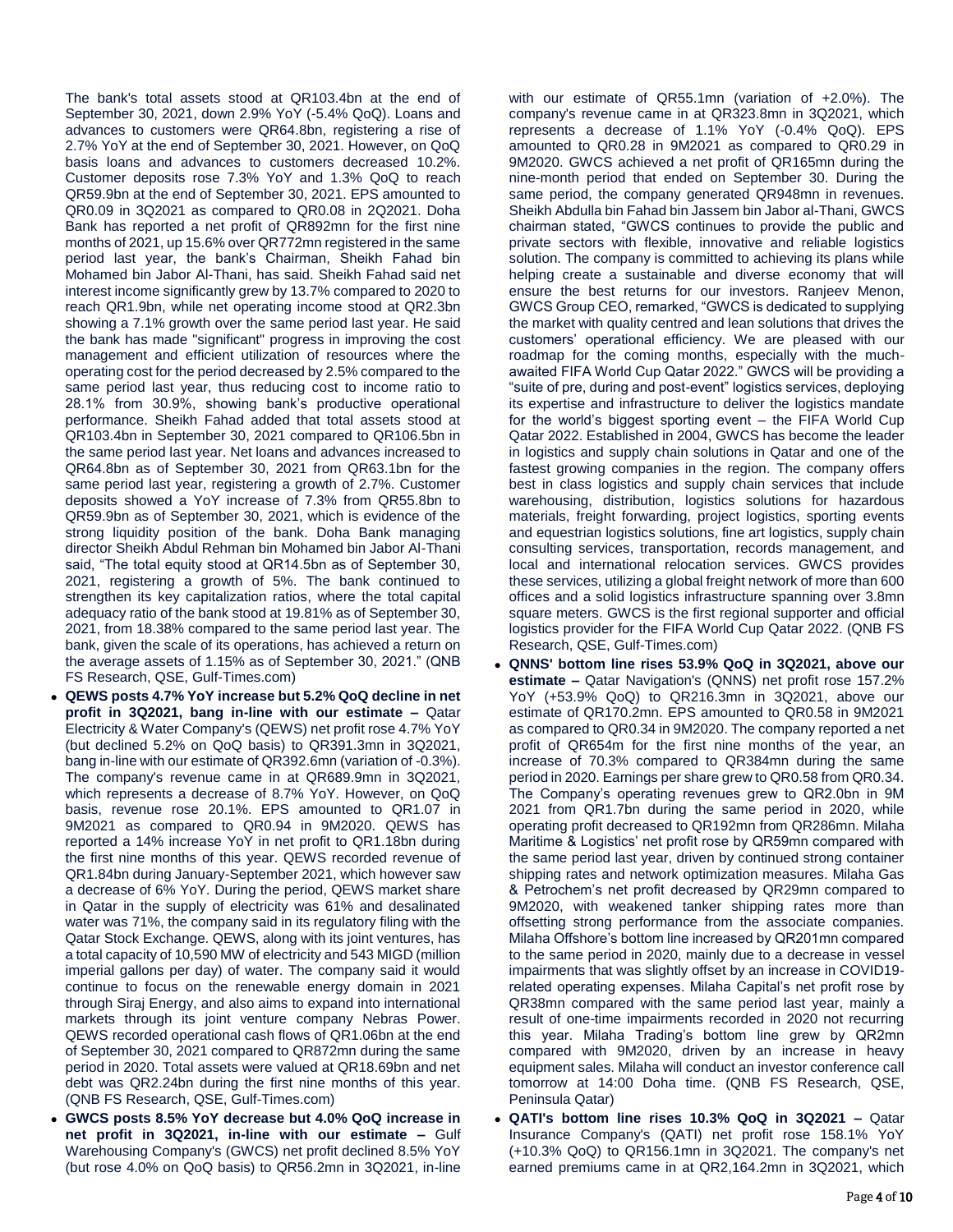The bank's total assets stood at QR103.4bn at the end of September 30, 2021, down 2.9% YoY (-5.4% QoQ). Loans and advances to customers were QR64.8bn, registering a rise of 2.7% YoY at the end of September 30, 2021. However, on QoQ basis loans and advances to customers decreased 10.2%. Customer deposits rose 7.3% YoY and 1.3% QoQ to reach QR59.9bn at the end of September 30, 2021. EPS amounted to QR0.09 in 3Q2021 as compared to QR0.08 in 2Q2021. Doha Bank has reported a net profit of QR892mn for the first nine months of 2021, up 15.6% over QR772mn registered in the same period last year, the bank's Chairman, Sheikh Fahad bin Mohamed bin Jabor Al-Thani, has said. Sheikh Fahad said net interest income significantly grew by 13.7% compared to 2020 to reach QR1.9bn, while net operating income stood at QR2.3bn showing a 7.1% growth over the same period last year. He said the bank has made "significant" progress in improving the cost management and efficient utilization of resources where the operating cost for the period decreased by 2.5% compared to the same period last year, thus reducing cost to income ratio to 28.1% from 30.9%, showing bank's productive operational performance. Sheikh Fahad added that total assets stood at QR103.4bn in September 30, 2021 compared to QR106.5bn in the same period last year. Net loans and advances increased to QR64.8bn as of September 30, 2021 from QR63.1bn for the same period last year, registering a growth of 2.7%. Customer deposits showed a YoY increase of 7.3% from QR55.8bn to QR59.9bn as of September 30, 2021, which is evidence of the strong liquidity position of the bank. Doha Bank managing director Sheikh Abdul Rehman bin Mohamed bin Jabor Al-Thani said, "The total equity stood at QR14.5bn as of September 30, 2021, registering a growth of 5%. The bank continued to strengthen its key capitalization ratios, where the total capital adequacy ratio of the bank stood at 19.81% as of September 30, 2021, from 18.38% compared to the same period last year. The bank, given the scale of its operations, has achieved a return on the average assets of 1.15% as of September 30, 2021." (QNB FS Research, QSE, Gulf-Times.com)

- **QEWS posts 4.7% YoY increase but 5.2% QoQ decline in net profit in 3Q2021, bang in-line with our estimate –** Qatar Electricity & Water Company's (QEWS) net profit rose 4.7% YoY (but declined 5.2% on QoQ basis) to QR391.3mn in 3Q2021, bang in-line with our estimate of QR392.6mn (variation of -0.3%). The company's revenue came in at QR689.9mn in 3Q2021, which represents a decrease of 8.7% YoY. However, on QoQ basis, revenue rose 20.1%. EPS amounted to QR1.07 in 9M2021 as compared to QR0.94 in 9M2020. QEWS has reported a 14% increase YoY in net profit to QR1.18bn during the first nine months of this year. QEWS recorded revenue of QR1.84bn during January-September 2021, which however saw a decrease of 6% YoY. During the period, QEWS market share in Qatar in the supply of electricity was 61% and desalinated water was 71%, the company said in its regulatory filing with the Qatar Stock Exchange. QEWS, along with its joint ventures, has a total capacity of 10,590 MW of electricity and 543 MIGD (million imperial gallons per day) of water. The company said it would continue to focus on the renewable energy domain in 2021 through Siraj Energy, and also aims to expand into international markets through its joint venture company Nebras Power. QEWS recorded operational cash flows of QR1.06bn at the end of September 30, 2021 compared to QR872mn during the same period in 2020. Total assets were valued at QR18.69bn and net debt was QR2.24bn during the first nine months of this year. (QNB FS Research, QSE, Gulf-Times.com)
- **GWCS posts 8.5% YoY decrease but 4.0% QoQ increase in net profit in 3Q2021, in-line with our estimate –** Gulf Warehousing Company's (GWCS) net profit declined 8.5% YoY (but rose 4.0% on QoQ basis) to QR56.2mn in 3Q2021, in-line with our estimate of QR55.1mn (variation of +2.0%). The company's revenue came in at QR323.8mn in 3Q2021, which represents a decrease of 1.1% YoY (-0.4% QoQ). EPS amounted to QR0.28 in 9M2021 as compared to QR0.29 in 9M2020. GWCS achieved a net profit of QR165mn during the nine-month period that ended on September 30. During the same period, the company generated QR948mn in revenues. Sheikh Abdulla bin Fahad bin Jassem bin Jabor al-Thani, GWCS chairman stated, "GWCS continues to provide the public and private sectors with flexible, innovative and reliable logistics solution. The company is committed to achieving its plans while helping create a sustainable and diverse economy that will ensure the best returns for our investors. Ranjeev Menon, GWCS Group CEO, remarked, "GWCS is dedicated to supplying the market with quality centred and lean solutions that drives the customers' operational efficiency. We are pleased with our roadmap for the coming months, especially with the much-awaited FIFA World Cup Qatar 2022." GWCS will be providing a "suite of pre, during and post-event" logistics services, deploying its expertise and infrastructure to deliver the logistics mandate for the world's biggest sporting event – the FIFA World Cup Qatar 2022. Established in 2004, GWCS has become the leader in logistics and supply chain solutions in Qatar and one of the fastest growing companies in the region. The company offers best in class logistics and supply chain services that include warehousing, distribution, logistics solutions for hazardous materials, freight forwarding, project logistics, sporting events and equestrian logistics solutions, fine art logistics, supply chain consulting services, transportation, records management, and local and international relocation services. GWCS provides these services, utilizing a global freight network of more than 600 offices and a solid logistics infrastructure spanning over 3.8mn square meters. GWCS is the first regional supporter and official logistics provider for the FIFA World Cup Qatar 2022. (QNB FS Research, QSE, Gulf-Times.com)
- **QNNS' bottom line rises 53.9% QoQ in 3Q2021, above our estimate –** Qatar Navigation's (QNNS) net profit rose 157.2% YoY (+53.9% QoQ) to QR216.3mn in 3Q2021, above our estimate of QR170.2mn. EPS amounted to QR0.58 in 9M2021 as compared to QR0.34 in 9M2020. The company reported a net profit of QR654m for the first nine months of the year, an increase of 70.3% compared to QR384mn during the same period in 2020. Earnings per share grew to QR0.58 from QR0.34. The Company's operating revenues grew to QR2.0bn in 9M 2021 from QR1.7bn during the same period in 2020, while operating profit decreased to QR192mn from QR286mn. Milaha Maritime & Logistics' net profit rose by QR59mn compared with the same period last year, driven by continued strong container shipping rates and network optimization measures. Milaha Gas & Petrochem's net profit decreased by QR29mn compared to 9M2020, with weakened tanker shipping rates more than offsetting strong performance from the associate companies. Milaha Offshore's bottom line increased by QR201mn compared to the same period in 2020, mainly due to a decrease in vessel impairments that was slightly offset by an increase in COVID19-related operating expenses. Milaha Capital's net profit rose by QR38mn compared with the same period last year, mainly a result of one-time impairments recorded in 2020 not recurring this year. Milaha Trading's bottom line grew by QR2mn compared with 9M2020, driven by an increase in heavy equipment sales. Milaha will conduct an investor conference call tomorrow at 14:00 Doha time. (QNB FS Research, QSE, Peninsula Qatar)
- **QATI's bottom line rises 10.3% QoQ in 3Q2021 –** Qatar Insurance Company's (QATI) net profit rose 158.1% YoY (+10.3% QoQ) to QR156.1mn in 3Q2021. The company's net earned premiums came in at QR2,164.2mn in 3Q2021, which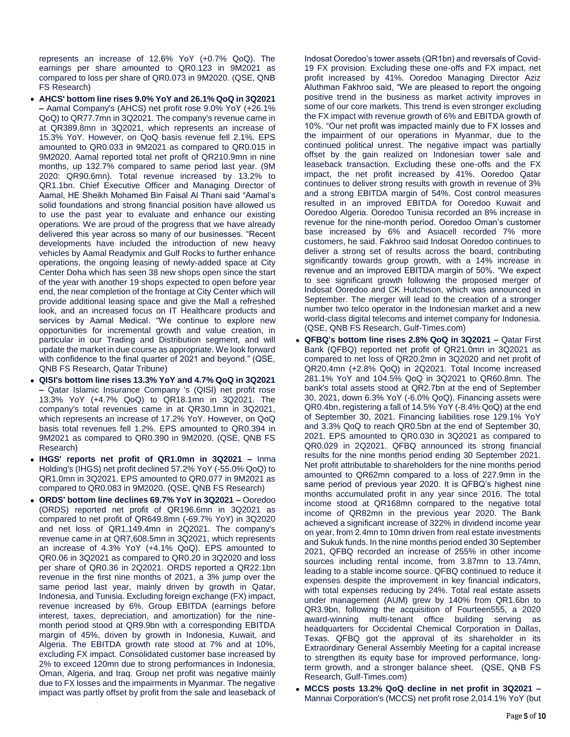represents an increase of 12.6% YoY (+0.7% QoQ). The earnings per share amounted to QR0.123 in 9M2021 as compared to loss per share of QR0.073 in 9M2020. (QSE, QNB FS Research)

- **AHCS' bottom line rises 9.0% YoY and 26.1% QoQ in 3Q2021 –** Aamal Company's (AHCS) net profit rose 9.0% YoY (+26.1% QoQ) to QR77.7mn in 3Q2021. The company's revenue came in at QR389.8mn in 3Q2021, which represents an increase of 15.3% YoY. However, on QoQ basis revenue fell 2.1%. EPS amounted to QR0.033 in 9M2021 as compared to QR0.015 in 9M2020. Aamal reported total net profit of QR210.9mn in nine months, up 132.7% compared to same period last year. (9M 2020: QR90.6mn). Total revenue increased by 13.2% to QR1.1bn. Chief Executive Officer and Managing Director of Aamal, HE Sheikh Mohamed Bin Faisal Al Thani said "Aamal's solid foundations and strong financial position have allowed us to use the past year to evaluate and enhance our existing operations. We are proud of the progress that we have already delivered this year across so many of our businesses. "Recent developments have included the introduction of new heavy vehicles by Aamal Readymix and Gulf Rocks to further enhance operations, the ongoing leasing of newly-added space at City Center Doha which has seen 38 new shops open since the start of the year with another 19 shops expected to open before year end, the near completion of the frontage at City Center which will provide additional leasing space and give the Mall a refreshed look, and an increased focus on IT Healthcare products and services by Aamal Medical. "We continue to explore new opportunities for incremental growth and value creation, in particular in our Trading and Distribution segment, and will update the market in due course as appropriate. We look forward with confidence to the final quarter of 2021 and beyond." (QSE, QNB FS Research, Qatar Tribune)
- **QISI's bottom line rises 13.3% YoY and 4.7% QoQ in 3Q2021 –** Qatar Islamic Insurance Company 's (QISI) net profit rose 13.3% YoY (+4.7% QoQ) to QR18.1mn in 3Q2021. The company's total revenues came in at QR30.1mn in 3Q2021, which represents an increase of 17.2% YoY. However, on QoQ basis total revenues fell 1.2%. EPS amounted to QR0.394 in 9M2021 as compared to QR0.390 in 9M2020. (QSE, QNB FS Research)
- **IHGS' reports net profit of QR1.0mn in 3Q2021 –** Inma Holding's (IHGS) net profit declined 57.2% YoY (-55.0% QoQ) to QR1.0mn in 3Q2021. EPS amounted to QR0.077 in 9M2021 as compared to QR0.083 in 9M2020. (QSE, QNB FS Research)
- **ORDS' bottom line declines 69.7% YoY in 3Q2021 –** Ooredoo (ORDS) reported net profit of QR196.6mn in 3Q2021 as compared to net profit of QR649.8mn (-69.7% YoY) in 3Q2020 and net loss of QR1,149.4mn in 2Q2021. The company's revenue came in at QR7,608.5mn in 3Q2021, which represents an increase of 4.3% YoY (+4.1% QoQ). EPS amounted to QR0.06 in 3Q2021 as compared to QR0.20 in 3Q2020 and loss per share of QR0.36 in 2Q2021. ORDS reported a QR22.1bn revenue in the first nine months of 2021, a 3% jump over the same period last year, mainly driven by growth in Qatar, Indonesia, and Tunisia. Excluding foreign exchange (FX) impact, revenue increased by 6%. Group EBITDA (earnings before interest, taxes, depreciation, and amortization) for the nine-month period stood at QR9.9bn with a corresponding EBITDA margin of 45%, driven by growth in Indonesia, Kuwait, and Algeria. The EBITDA growth rate stood at 7% and at 10%, excluding FX impact. Consolidated customer base increased by 2% to exceed 120mn due to strong performances in Indonesia, Oman, Algeria, and Iraq. Group net profit was negative mainly due to FX losses and the impairments in Myanmar. The negative impact was partly offset by profit from the sale and leaseback of Indosat Ooredoo's tower assets (QR1bn) and reversals of Covid-19 FX provision. Excluding these one-offs and FX impact, net profit increased by 41%. Ooredoo Managing Director Aziz Aluthman Fakhroo said, "We are pleased to report the ongoing positive trend in the business as market activity improves in some of our core markets. This trend is even stronger excluding the FX impact with revenue growth of 6% and EBITDA growth of 10%. "Our net profit was impacted mainly due to FX losses and the impairment of our operations in Myanmar, due to the continued political unrest. The negative impact was partially offset by the gain realized on Indonesian tower sale and leaseback transaction. Excluding these one-offs and the FX impact, the net profit increased by 41%. Ooredoo Qatar continues to deliver strong results with growth in revenue of 3% and a strong EBITDA margin of 54%. Cost control measures resulted in an improved EBITDA for Ooredoo Kuwait and Ooredoo Algeria. Ooredoo Tunisia recorded an 8% increase in revenue for the nine-month period. Ooredoo Oman's customer base increased by 6% and Asiacell recorded 7% more customers, he said. Fakhroo said Indosat Ooredoo continues to deliver a strong set of results across the board, contributing significantly towards group growth, with a 14% increase in revenue and an improved EBITDA margin of 50%. "We expect to see significant growth following the proposed merger of Indosat Ooredoo and CK Hutchison, which was announced in September. The merger will lead to the creation of a stronger number two telco operator in the Indonesian market and a new world-class digital telecoms and internet company for Indonesia. (QSE, QNB FS Research, Gulf-Times.com)
- **QFBQ's bottom line rises 2.8% QoQ in 3Q2021 –** Qatar First Bank (QFBQ) reported net profit of QR21.0mn in 3Q2021 as compared to net loss of QR20.2mn in 3Q2020 and net profit of QR20.4mn (+2.8% QoQ) in 2Q2021. Total Income increased 281.1% YoY and 104.5% QoQ in 3Q2021 to QR60.8mn. The bank's total assets stood at QR2.7bn at the end of September 30, 2021, down 6.3% YoY (-6.0% QoQ). Financing assets were QR0.4bn, registering a fall of 14.5% YoY (-8.4% QoQ) at the end of September 30, 2021. Financing liabilities rose 129.1% YoY and 3.3% QoQ to reach QR0.5bn at the end of September 30, 2021. EPS amounted to QR0.030 in 3Q2021 as compared to QR0.029 in 2Q2021. QFBQ announced its strong financial results for the nine months period ending 30 September 2021. Net profit attributable to shareholders for the nine months period amounted to QR62mn compared to a loss of 227.9mn in the same period of previous year 2020. It is QFBQ's highest nine months accumulated profit in any year since 2016. The total income stood at QR168mn compared to the negative total income of QR82mn in the previous year 2020. The Bank achieved a significant increase of 322% in dividend income year on year, from 2.4mn to 10mn driven from real estate investments and Sukuk funds. In the nine months period ended 30 September 2021, QFBQ recorded an increase of 255% in other income sources including rental income, from 3.87mn to 13.74mn, leading to a stable income source. QFBQ continued to reduce it expenses despite the improvement in key financial indicators, with total expenses reducing by 24%. Total real estate assets under management (AUM) grew by 140% from QR1.6bn to QR3.9bn, following the acquisition of Fourteen555, a 2020 award-winning multi-tenant office building serving as headquarters for Occidental Chemical Corporation in Dallas, Texas. QFBQ got the approval of its shareholder in its Extraordinary General Assembly Meeting for a capital increase to strengthen its equity base for improved performance, long-term growth, and a stronger balance sheet. (QSE, QNB FS Research, Gulf-Times.com)
- **MCCS posts 13.2% QoQ decline in net profit in 3Q2021 –** Mannai Corporation's (MCCS) net profit rose 2,014.1% YoY (but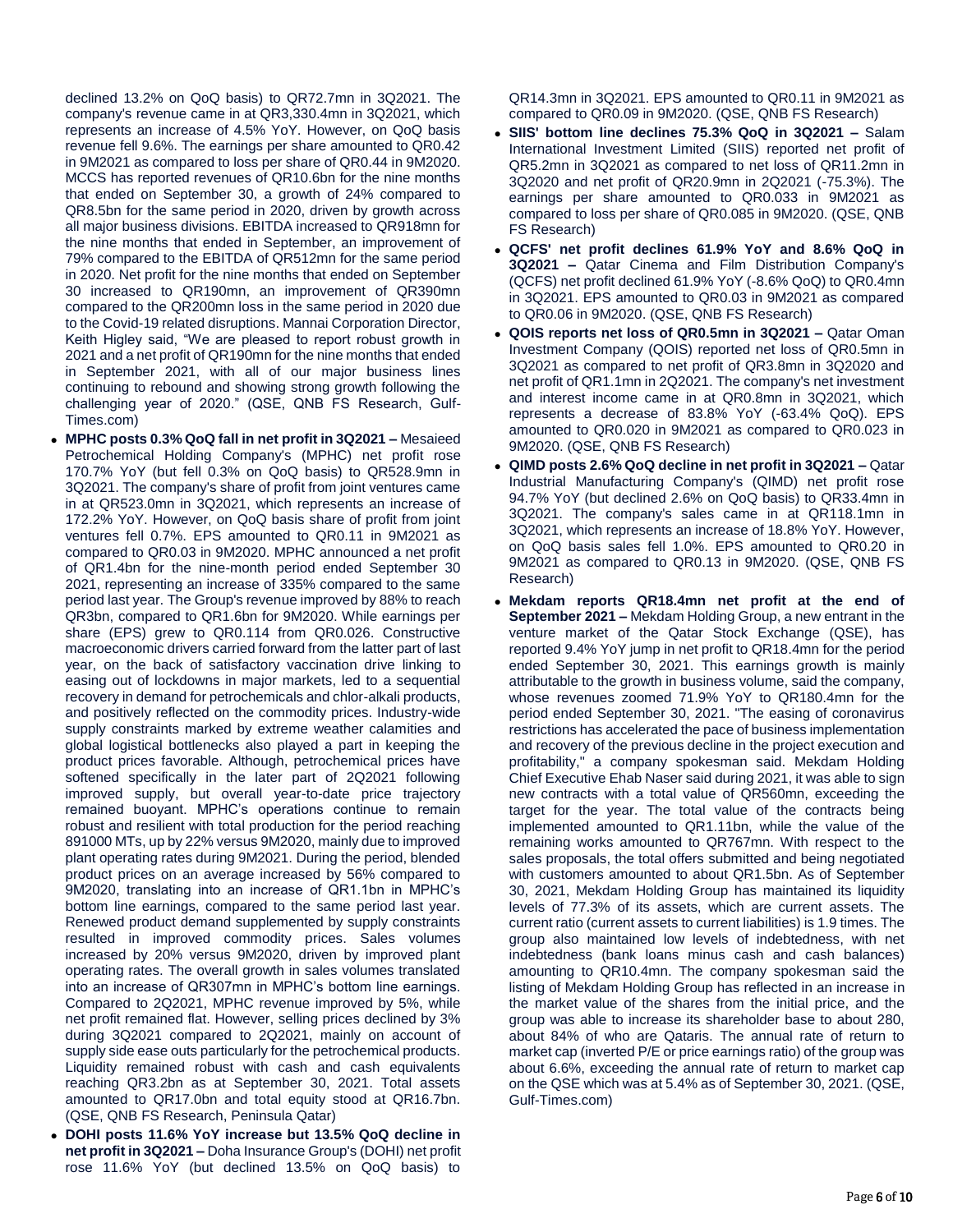declined 13.2% on QoQ basis) to QR72.7mn in 3Q2021. The company's revenue came in at QR3,330.4mn in 3Q2021, which represents an increase of 4.5% YoY. However, on QoQ basis revenue fell 9.6%. The earnings per share amounted to QR0.42 in 9M2021 as compared to loss per share of QR0.44 in 9M2020. MCCS has reported revenues of QR10.6bn for the nine months that ended on September 30, a growth of 24% compared to QR8.5bn for the same period in 2020, driven by growth across all major business divisions. EBITDA increased to QR918mn for the nine months that ended in September, an improvement of 79% compared to the EBITDA of QR512mn for the same period in 2020. Net profit for the nine months that ended on September 30 increased to QR190mn, an improvement of QR390mn compared to the QR200mn loss in the same period in 2020 due to the Covid-19 related disruptions. Mannai Corporation Director, Keith Higley said, "We are pleased to report robust growth in 2021 and a net profit of QR190mn for the nine months that ended in September 2021, with all of our major business lines continuing to rebound and showing strong growth following the challenging year of 2020." (QSE, QNB FS Research, Gulf-Times.com)

- **MPHC posts 0.3% QoQ fall in net profit in 3Q2021 –** Mesaieed Petrochemical Holding Company's (MPHC) net profit rose 170.7% YoY (but fell 0.3% on QoQ basis) to QR528.9mn in 3Q2021. The company's share of profit from joint ventures came in at QR523.0mn in 3Q2021, which represents an increase of 172.2% YoY. However, on QoQ basis share of profit from joint ventures fell 0.7%. EPS amounted to QR0.11 in 9M2021 as compared to QR0.03 in 9M2020. MPHC announced a net profit of QR1.4bn for the nine-month period ended September 30 2021, representing an increase of 335% compared to the same period last year. The Group's revenue improved by 88% to reach QR3bn, compared to QR1.6bn for 9M2020. While earnings per share (EPS) grew to QR0.114 from QR0.026. Constructive macroeconomic drivers carried forward from the latter part of last year, on the back of satisfactory vaccination drive linking to easing out of lockdowns in major markets, led to a sequential recovery in demand for petrochemicals and chlor-alkali products, and positively reflected on the commodity prices. Industry-wide supply constraints marked by extreme weather calamities and global logistical bottlenecks also played a part in keeping the product prices favorable. Although, petrochemical prices have softened specifically in the later part of 2Q2021 following improved supply, but overall year-to-date price trajectory remained buoyant. MPHC's operations continue to remain robust and resilient with total production for the period reaching 891000 MTs, up by 22% versus 9M2020, mainly due to improved plant operating rates during 9M2021. During the period, blended product prices on an average increased by 56% compared to 9M2020, translating into an increase of QR1.1bn in MPHC's bottom line earnings, compared to the same period last year. Renewed product demand supplemented by supply constraints resulted in improved commodity prices. Sales volumes increased by 20% versus 9M2020, driven by improved plant operating rates. The overall growth in sales volumes translated into an increase of QR307mn in MPHC's bottom line earnings. Compared to 2Q2021, MPHC revenue improved by 5%, while net profit remained flat. However, selling prices declined by 3% during 3Q2021 compared to 2Q2021, mainly on account of supply side ease outs particularly for the petrochemical products. Liquidity remained robust with cash and cash equivalents reaching QR3.2bn as at September 30, 2021. Total assets amounted to QR17.0bn and total equity stood at QR16.7bn. (QSE, QNB FS Research, Peninsula Qatar)
- **DOHI posts 11.6% YoY increase but 13.5% QoQ decline in net profit in 3Q2021 –** Doha Insurance Group's (DOHI) net profit rose 11.6% YoY (but declined 13.5% on QoQ basis) to QR14.3mn in 3Q2021. EPS amounted to QR0.11 in 9M2021 as compared to QR0.09 in 9M2020. (QSE, QNB FS Research)
- **SIIS' bottom line declines 75.3% QoQ in 3Q2021 –** Salam International Investment Limited (SIIS) reported net profit of QR5.2mn in 3Q2021 as compared to net loss of QR11.2mn in 3Q2020 and net profit of QR20.9mn in 2Q2021 (-75.3%). The earnings per share amounted to QR0.033 in 9M2021 as compared to loss per share of QR0.085 in 9M2020. (QSE, QNB FS Research)
- **QCFS' net profit declines 61.9% YoY and 8.6% QoQ in 3Q2021 –** Qatar Cinema and Film Distribution Company's (QCFS) net profit declined 61.9% YoY (-8.6% QoQ) to QR0.4mn in 3Q2021. EPS amounted to QR0.03 in 9M2021 as compared to QR0.06 in 9M2020. (QSE, QNB FS Research)
- **QOIS reports net loss of QR0.5mn in 3Q2021 –** Qatar Oman Investment Company (QOIS) reported net loss of QR0.5mn in 3Q2021 as compared to net profit of QR3.8mn in 3Q2020 and net profit of QR1.1mn in 2Q2021. The company's net investment and interest income came in at QR0.8mn in 3Q2021, which represents a decrease of 83.8% YoY (-63.4% QoQ). EPS amounted to QR0.020 in 9M2021 as compared to QR0.023 in 9M2020. (QSE, QNB FS Research)
- **QIMD posts 2.6% QoQ decline in net profit in 3Q2021 –** Qatar Industrial Manufacturing Company's (QIMD) net profit rose 94.7% YoY (but declined 2.6% on QoQ basis) to QR33.4mn in 3Q2021. The company's sales came in at QR118.1mn in 3Q2021, which represents an increase of 18.8% YoY. However, on QoQ basis sales fell 1.0%. EPS amounted to QR0.20 in 9M2021 as compared to QR0.13 in 9M2020. (QSE, QNB FS Research)
- **Mekdam reports QR18.4mn net profit at the end of September 2021 –** Mekdam Holding Group, a new entrant in the venture market of the Qatar Stock Exchange (QSE), has reported 9.4% YoY jump in net profit to QR18.4mn for the period ended September 30, 2021. This earnings growth is mainly attributable to the growth in business volume, said the company, whose revenues zoomed 71.9% YoY to QR180.4mn for the period ended September 30, 2021. "The easing of coronavirus restrictions has accelerated the pace of business implementation and recovery of the previous decline in the project execution and profitability," a company spokesman said. Mekdam Holding Chief Executive Ehab Naser said during 2021, it was able to sign new contracts with a total value of QR560mn, exceeding the target for the year. The total value of the contracts being implemented amounted to QR1.11bn, while the value of the remaining works amounted to QR767mn. With respect to the sales proposals, the total offers submitted and being negotiated with customers amounted to about QR1.5bn. As of September 30, 2021, Mekdam Holding Group has maintained its liquidity levels of 77.3% of its assets, which are current assets. The current ratio (current assets to current liabilities) is 1.9 times. The group also maintained low levels of indebtedness, with net indebtedness (bank loans minus cash and cash balances) amounting to QR10.4mn. The company spokesman said the listing of Mekdam Holding Group has reflected in an increase in the market value of the shares from the initial price, and the group was able to increase its shareholder base to about 280, about 84% of who are Qataris. The annual rate of return to market cap (inverted P/E or price earnings ratio) of the group was about 6.6%, exceeding the annual rate of return to market cap on the QSE which was at 5.4% as of September 30, 2021. (QSE, Gulf-Times.com)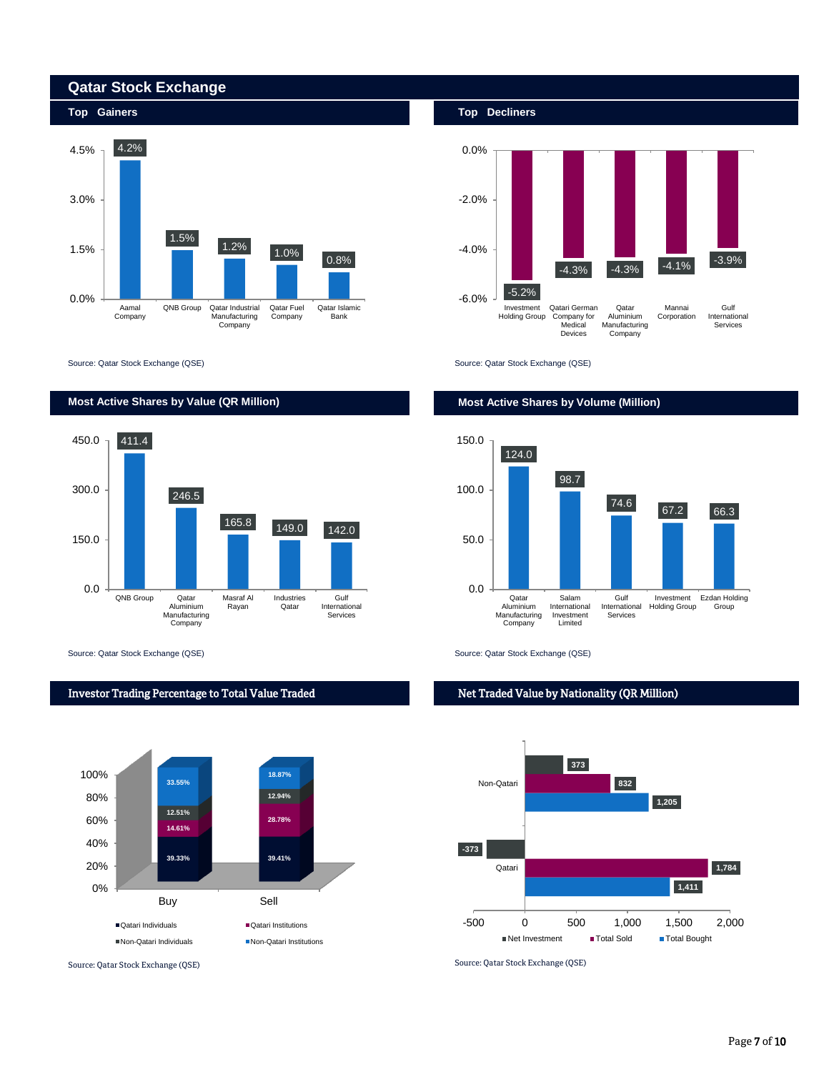# Qatar Stock Exchange

## Top Gainers

| Company | Change |
|---|---|
| Aamal Company | 4.2% |
| QNB Group | 1.5% |
| Qatar Industrial Manufacturing Company | 1.2% |
| Qatar Fuel Company | 1.0% |
| Qatar Islamic Bank | 0.8% |

Source: Qatar Stock Exchange (QSE)

## Top Decliners

| Company | Change |
|---|---|
| Investment Holding Group | -5.2% |
| Qatari German Company for Medical Devices | -4.3% |
| Qatar Aluminium Manufacturing Company | -4.3% |
| Mannai Corporation | -4.1% |
| Gulf International Services | -3.9% |

Source: Qatar Stock Exchange (QSE)

## Most Active Shares by Value (QR Million)

| Company | Value |
|---|---|
| QNB Group | 411.4 |
| Qatar Aluminium Manufacturing Company | 246.5 |
| Masraf Al Rayan | 165.8 |
| Industries Qatar | 149.0 |
| Gulf International Services | 142.0 |

Source: Qatar Stock Exchange (QSE)

## Most Active Shares by Volume (Million)

| Company | Volume |
|---|---|
| Qatar Aluminium Manufacturing Company | 124.0 |
| Salam International Investment Limited | 98.7 |
| Gulf International Services | 74.6 |
| Investment Holding Group | 67.2 |
| Ezdan Holding Group | 66.3 |

Source: Qatar Stock Exchange (QSE)

## Investor Trading Percentage to Total Value Traded

| | Buy | Sell |
|---|---|---|
| Qatari Individuals | 39.33% | 39.41% |
| Qatari Institutions | 14.61% | 28.78% |
| Non-Qatari Individuals | 12.51% | 12.94% |
| Non-Qatari Institutions | 33.55% | 18.87% |

Source: Qatar Stock Exchange (QSE)

## Net Traded Value by Nationality (QR Million)

| | Net Investment | Total Sold | Total Bought |
|---|---|---|---|
| Non-Qatari | 373 | 832 | 1,205 |
| Qatari | -373 | 1,784 | 1,411 |

Source: Qatar Stock Exchange (QSE)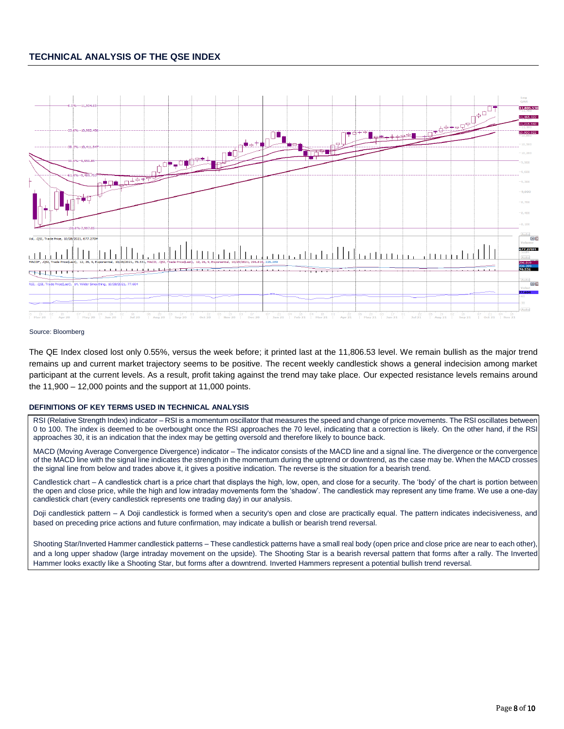## TECHNICAL ANALYSIS OF THE QSE INDEX

Source: Bloomberg

The QE Index closed lost only 0.55%, versus the week before; it printed last at the 11,806.53 level. We remain bullish as the major trend remains up and current market trajectory seems to be positive. The recent weekly candlestick shows a general indecision among market participant at the current levels. As a result, profit taking against the trend may take place. Our expected resistance levels remains around the 11,900 – 12,000 points and the support at 11,000 points.

### DEFINITIONS OF KEY TERMS USED IN TECHNICAL ANALYSIS

RSI (Relative Strength Index) indicator – RSI is a momentum oscillator that measures the speed and change of price movements. The RSI oscillates between 0 to 100. The index is deemed to be overbought once the RSI approaches the 70 level, indicating that a correction is likely. On the other hand, if the RSI approaches 30, it is an indication that the index may be getting oversold and therefore likely to bounce back.

MACD (Moving Average Convergence Divergence) indicator – The indicator consists of the MACD line and a signal line. The divergence or the convergence of the MACD line with the signal line indicates the strength in the momentum during the uptrend or downtrend, as the case may be. When the MACD crosses the signal line from below and trades above it, it gives a positive indication. The reverse is the situation for a bearish trend.

Candlestick chart – A candlestick chart is a price chart that displays the high, low, open, and close for a security. The 'body' of the chart is portion between the open and close price, while the high and low intraday movements form the 'shadow'. The candlestick may represent any time frame. We use a one-day candlestick chart (every candlestick represents one trading day) in our analysis.

Doji candlestick pattern – A Doji candlestick is formed when a security's open and close are practically equal. The pattern indicates indecisiveness, and based on preceding price actions and future confirmation, may indicate a bullish or bearish trend reversal.

Shooting Star/Inverted Hammer candlestick patterns – These candlestick patterns have a small real body (open price and close price are near to each other), and a long upper shadow (large intraday movement on the upside). The Shooting Star is a bearish reversal pattern that forms after a rally. The Inverted Hammer looks exactly like a Shooting Star, but forms after a downtrend. Inverted Hammers represent a potential bullish trend reversal.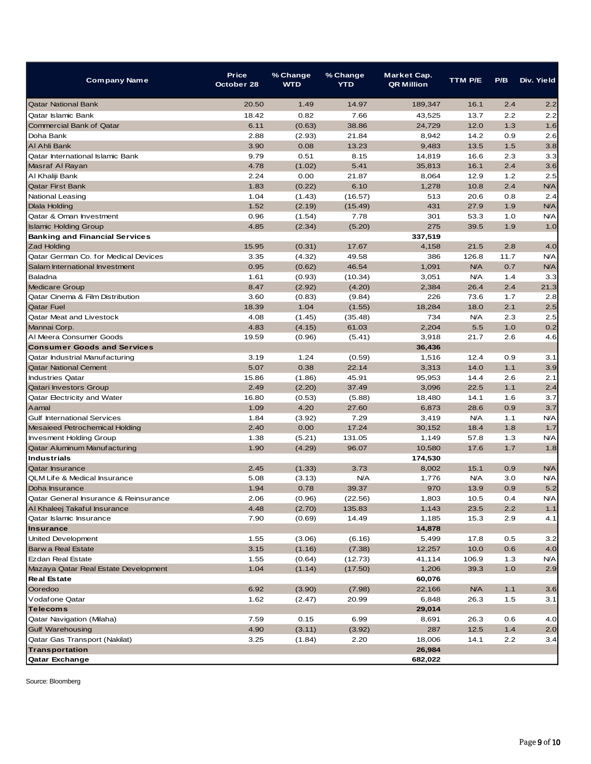| Company Name | Price October 28 | % Change WTD | % Change YTD | Market Cap. QR Million | TTM P/E | P/B | Div. Yield |
|---|---|---|---|---|---|---|---|
| Qatar National Bank | 20.50 | 1.49 | 14.97 | 189,347 | 16.1 | 2.4 | 2.2 |
| Qatar Islamic Bank | 18.42 | 0.82 | 7.66 | 43,525 | 13.7 | 2.2 | 2.2 |
| Commercial Bank of Qatar | 6.11 | (0.63) | 38.86 | 24,729 | 12.0 | 1.3 | 1.6 |
| Doha Bank | 2.88 | (2.93) | 21.84 | 8,942 | 14.2 | 0.9 | 2.6 |
| Al Ahli Bank | 3.90 | 0.08 | 13.23 | 9,483 | 13.5 | 1.5 | 3.8 |
| Qatar International Islamic Bank | 9.79 | 0.51 | 8.15 | 14,819 | 16.6 | 2.3 | 3.3 |
| Masraf Al Rayan | 4.78 | (1.02) | 5.41 | 35,813 | 16.1 | 2.4 | 3.6 |
| Al Khaliji Bank | 2.24 | 0.00 | 21.87 | 8,064 | 12.9 | 1.2 | 2.5 |
| Qatar First Bank | 1.83 | (0.22) | 6.10 | 1,278 | 10.8 | 2.4 | N/A |
| National Leasing | 1.04 | (1.43) | (16.57) | 513 | 20.6 | 0.8 | 2.4 |
| Dlala Holding | 1.52 | (2.19) | (15.49) | 431 | 27.9 | 1.9 | N/A |
| Qatar & Oman Investment | 0.96 | (1.54) | 7.78 | 301 | 53.3 | 1.0 | N/A |
| Islamic Holding Group | 4.85 | (2.34) | (5.20) | 275 | 39.5 | 1.9 | 1.0 |
| **Banking and Financial Services** | | | | **337,519** | | | |
| Zad Holding | 15.95 | (0.31) | 17.67 | 4,158 | 21.5 | 2.8 | 4.0 |
| Qatar German Co. for Medical Devices | 3.35 | (4.32) | 49.58 | 386 | 126.8 | 11.7 | N/A |
| Salam International Investment | 0.95 | (0.62) | 46.54 | 1,091 | N/A | 0.7 | N/A |
| Baladna | 1.61 | (0.93) | (10.34) | 3,051 | N/A | 1.4 | 3.3 |
| Medicare Group | 8.47 | (2.92) | (4.20) | 2,384 | 26.4 | 2.4 | 21.3 |
| Qatar Cinema & Film Distribution | 3.60 | (0.83) | (9.84) | 226 | 73.6 | 1.7 | 2.8 |
| Qatar Fuel | 18.39 | 1.04 | (1.55) | 18,284 | 18.0 | 2.1 | 2.5 |
| Qatar Meat and Livestock | 4.08 | (1.45) | (35.48) | 734 | N/A | 2.3 | 2.5 |
| Mannai Corp. | 4.83 | (4.15) | 61.03 | 2,204 | 5.5 | 1.0 | 0.2 |
| Al Meera Consumer Goods | 19.59 | (0.96) | (5.41) | 3,918 | 21.7 | 2.6 | 4.6 |
| **Consumer Goods and Services** | | | | **36,436** | | | |
| Qatar Industrial Manufacturing | 3.19 | 1.24 | (0.59) | 1,516 | 12.4 | 0.9 | 3.1 |
| Qatar National Cement | 5.07 | 0.38 | 22.14 | 3,313 | 14.0 | 1.1 | 3.9 |
| Industries Qatar | 15.86 | (1.86) | 45.91 | 95,953 | 14.4 | 2.6 | 2.1 |
| Qatari Investors Group | 2.49 | (2.20) | 37.49 | 3,096 | 22.5 | 1.1 | 2.4 |
| Qatar Electricity and Water | 16.80 | (0.53) | (5.88) | 18,480 | 14.1 | 1.6 | 3.7 |
| Aamal | 1.09 | 4.20 | 27.60 | 6,873 | 28.6 | 0.9 | 3.7 |
| Gulf International Services | 1.84 | (3.92) | 7.29 | 3,419 | N/A | 1.1 | N/A |
| Mesaieed Petrochemical Holding | 2.40 | 0.00 | 17.24 | 30,152 | 18.4 | 1.8 | 1.7 |
| Invesment Holding Group | 1.38 | (5.21) | 131.05 | 1,149 | 57.8 | 1.3 | N/A |
| Qatar Aluminum Manufacturing | 1.90 | (4.29) | 96.07 | 10,580 | 17.6 | 1.7 | 1.8 |
| **Industrials** | | | | **174,530** | | | |
| Qatar Insurance | 2.45 | (1.33) | 3.73 | 8,002 | 15.1 | 0.9 | N/A |
| QLM Life & Medical Insurance | 5.08 | (3.13) | N/A | 1,776 | N/A | 3.0 | N/A |
| Doha Insurance | 1.94 | 0.78 | 39.37 | 970 | 13.9 | 0.9 | 5.2 |
| Qatar General Insurance & Reinsurance | 2.06 | (0.96) | (22.56) | 1,803 | 10.5 | 0.4 | N/A |
| Al Khaleej Takaful Insurance | 4.48 | (2.70) | 135.83 | 1,143 | 23.5 | 2.2 | 1.1 |
| Qatar Islamic Insurance | 7.90 | (0.69) | 14.49 | 1,185 | 15.3 | 2.9 | 4.1 |
| **Insurance** | | | | **14,878** | | | |
| United Development | 1.55 | (3.06) | (6.16) | 5,499 | 17.8 | 0.5 | 3.2 |
| Barwa Real Estate | 3.15 | (1.16) | (7.38) | 12,257 | 10.0 | 0.6 | 4.0 |
| Ezdan Real Estate | 1.55 | (0.64) | (12.73) | 41,114 | 106.9 | 1.3 | N/A |
| Mazaya Qatar Real Estate Development | 1.04 | (1.14) | (17.50) | 1,206 | 39.3 | 1.0 | 2.9 |
| **Real Estate** | | | | **60,076** | | | |
| Ooredoo | 6.92 | (3.90) | (7.98) | 22,166 | N/A | 1.1 | 3.6 |
| Vodafone Qatar | 1.62 | (2.47) | 20.99 | 6,848 | 26.3 | 1.5 | 3.1 |
| **Telecoms** | | | | **29,014** | | | |
| Qatar Navigation (Milaha) | 7.59 | 0.15 | 6.99 | 8,691 | 26.3 | 0.6 | 4.0 |
| Gulf Warehousing | 4.90 | (3.11) | (3.92) | 287 | 12.5 | 1.4 | 2.0 |
| Qatar Gas Transport (Nakilat) | 3.25 | (1.84) | 2.20 | 18,006 | 14.1 | 2.2 | 3.4 |
| **Transportation** | | | | **26,984** | | | |
| **Qatar Exchange** | | | | **682,022** | | | |

Source: Bloomberg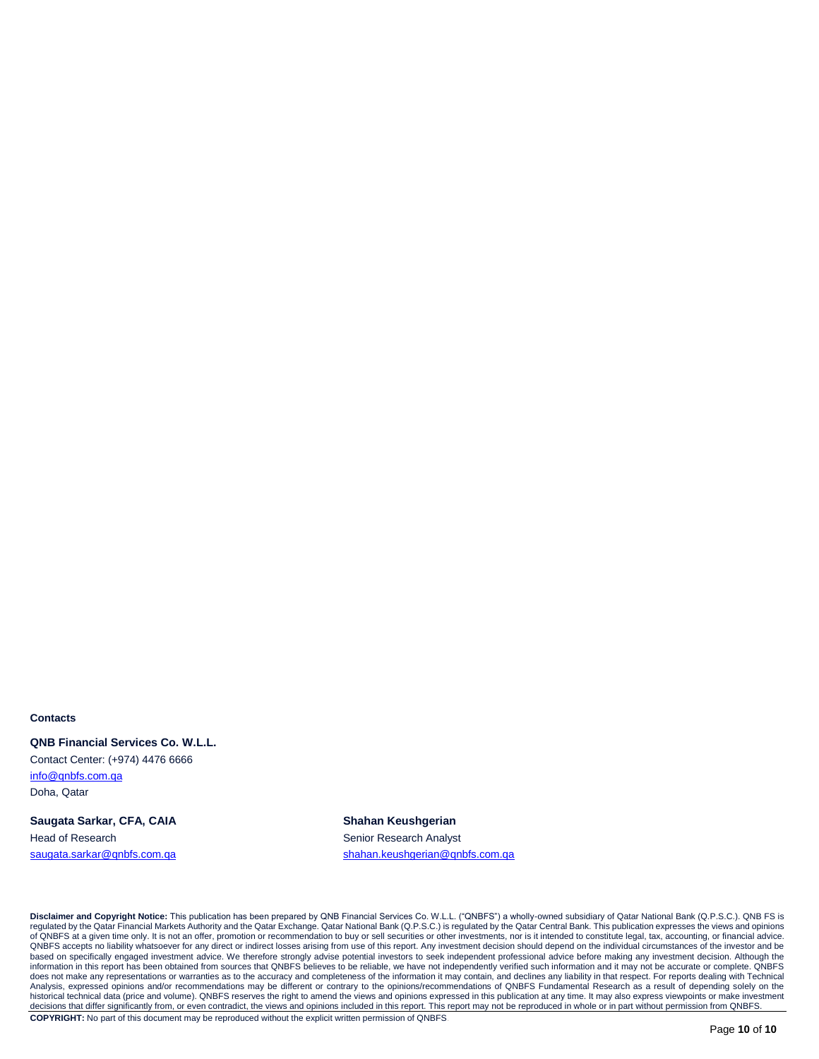**Contacts**

**QNB Financial Services Co. W.L.L.**
Contact Center: (+974) 4476 6666
info@qnbfs.com.qa
Doha, Qatar

**Saugata Sarkar, CFA, CAIA**
Head of Research
saugata.sarkar@qnbfs.com.qa

**Shahan Keushgerian**
Senior Research Analyst
shahan.keushgerian@qnbfs.com.qa

**Disclaimer and Copyright Notice:** This publication has been prepared by QNB Financial Services Co. W.L.L. ("QNBFS") a wholly-owned subsidiary of Qatar National Bank (Q.P.S.C.). QNB FS is regulated by the Qatar Financial Markets Authority and the Qatar Exchange. Qatar National Bank (Q.P.S.C.) is regulated by the Qatar Central Bank. This publication expresses the views and opinions of QNBFS at a given time only. It is not an offer, promotion or recommendation to buy or sell securities or other investments, nor is it intended to constitute legal, tax, accounting, or financial advice. QNBFS accepts no liability whatsoever for any direct or indirect losses arising from use of this report. Any investment decision should depend on the individual circumstances of the investor and be based on specifically engaged investment advice. We therefore strongly advise potential investors to seek independent professional advice before making any investment decision. Although the information in this report has been obtained from sources that QNBFS believes to be reliable, we have not independently verified such information and it may not be accurate or complete. QNBFS does not make any representations or warranties as to the accuracy and completeness of the information it may contain, and declines any liability in that respect. For reports dealing with Technical Analysis, expressed opinions and/or recommendations may be different or contrary to the opinions/recommendations of QNBFS Fundamental Research as a result of depending solely on the historical technical data (price and volume). QNBFS reserves the right to amend the views and opinions expressed in this publication at any time. It may also express viewpoints or make investment decisions that differ significantly from, or even contradict, the views and opinions included in this report. This report may not be reproduced in whole or in part without permission from QNBFS.

**COPYRIGHT:** No part of this document may be reproduced without the explicit written permission of QNBFS